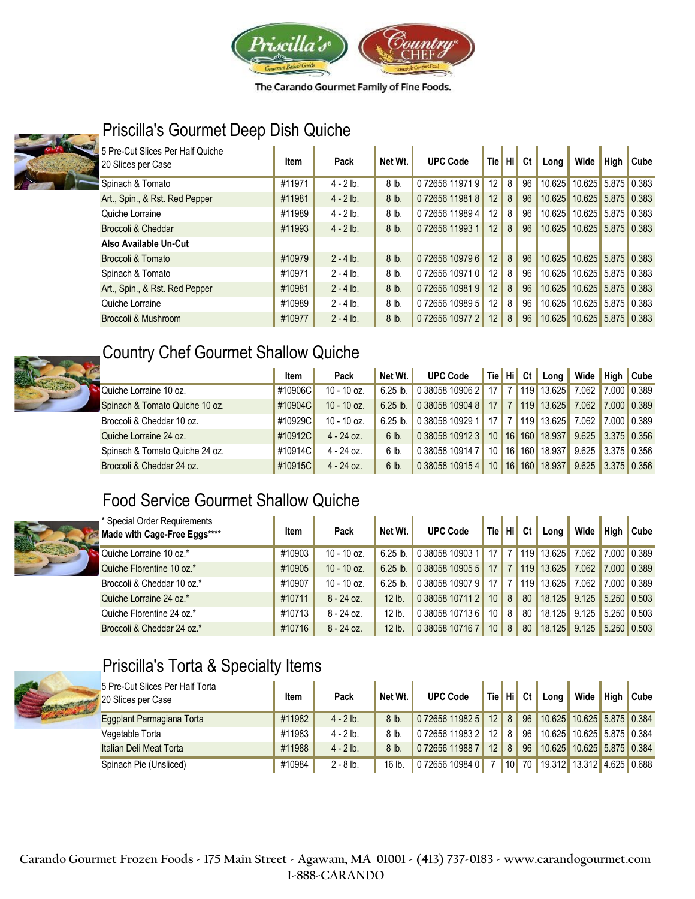The Carando Gourmet Family of Fine Foods.

## Priscilla's Gourmet Deep Dish Quiche

| 5 Pre-Cut Slices Per Half Quiche 20 Slices per Case | Item | Pack | Net Wt. | UPC Code | Tie | Hi | Ct | Long | Wide | High | Cube |
|---|---|---|---|---|---|---|---|---|---|---|---|
| Spinach & Tomato | #11971 | 4 - 2 lb. | 8 lb. | 0 72656 11971 9 | 12 | 8 | 96 | 10.625 | 10.625 | 5.875 | 0.383 |
| Art., Spin., & Rst. Red Pepper | #11981 | 4 - 2 lb. | 8 lb. | 0 72656 11981 8 | 12 | 8 | 96 | 10.625 | 10.625 | 5.875 | 0.383 |
| Quiche Lorraine | #11989 | 4 - 2 lb. | 8 lb. | 0 72656 11989 4 | 12 | 8 | 96 | 10.625 | 10.625 | 5.875 | 0.383 |
| Broccoli & Cheddar | #11993 | 4 - 2 lb. | 8 lb. | 0 72656 11993 1 | 12 | 8 | 96 | 10.625 | 10.625 | 5.875 | 0.383 |
| **Also Available Un-Cut** | | | | | | | | | | | |
| Broccoli & Tomato | #10979 | 2 - 4 lb. | 8 lb. | 0 72656 10979 6 | 12 | 8 | 96 | 10.625 | 10.625 | 5.875 | 0.383 |
| Spinach & Tomato | #10971 | 2 - 4 lb. | 8 lb. | 0 72656 10971 0 | 12 | 8 | 96 | 10.625 | 10.625 | 5.875 | 0.383 |
| Art., Spin., & Rst. Red Pepper | #10981 | 2 - 4 lb. | 8 lb. | 0 72656 10981 9 | 12 | 8 | 96 | 10.625 | 10.625 | 5.875 | 0.383 |
| Quiche Lorraine | #10989 | 2 - 4 lb. | 8 lb. | 0 72656 10989 5 | 12 | 8 | 96 | 10.625 | 10.625 | 5.875 | 0.383 |
| Broccoli & Mushroom | #10977 | 2 - 4 lb. | 8 lb. | 0 72656 10977 2 | 12 | 8 | 96 | 10.625 | 10.625 | 5.875 | 0.383 |

## Country Chef Gourmet Shallow Quiche

| | Item | Pack | Net Wt. | UPC Code | Tie | Hi | Ct | Long | Wide | High | Cube |
|---|---|---|---|---|---|---|---|---|---|---|---|
| Quiche Lorraine 10 oz. | #10906C | 10 - 10 oz. | 6.25 lb. | 0 38058 10906 2 | 17 | 7 | 119 | 13.625 | 7.062 | 7.000 | 0.389 |
| Spinach & Tomato Quiche 10 oz. | #10904C | 10 - 10 oz. | 6.25 lb. | 0 38058 10904 8 | 17 | 7 | 119 | 13.625 | 7.062 | 7.000 | 0.389 |
| Broccoli & Cheddar 10 oz. | #10929C | 10 - 10 oz. | 6.25 lb. | 0 38058 10929 1 | 17 | 7 | 119 | 13.625 | 7.062 | 7.000 | 0.389 |
| Quiche Lorraine 24 oz. | #10912C | 4 - 24 oz. | 6 lb. | 0 38058 10912 3 | 10 | 16 | 160 | 18.937 | 9.625 | 3.375 | 0.356 |
| Spinach & Tomato Quiche 24 oz. | #10914C | 4 - 24 oz. | 6 lb. | 0 38058 10914 7 | 10 | 16 | 160 | 18.937 | 9.625 | 3.375 | 0.356 |
| Broccoli & Cheddar 24 oz. | #10915C | 4 - 24 oz. | 6 lb. | 0 38058 10915 4 | 10 | 16 | 160 | 18.937 | 9.625 | 3.375 | 0.356 |

## Food Service Gourmet Shallow Quiche

| * Special Order Requirements **Made with Cage-Free Eggs**** | Item | Pack | Net Wt. | UPC Code | Tie | Hi | Ct | Long | Wide | High | Cube |
|---|---|---|---|---|---|---|---|---|---|---|---|
| Quiche Lorraine 10 oz.* | #10903 | 10 - 10 oz. | 6.25 lb. | 0 38058 10903 1 | 17 | 7 | 119 | 13.625 | 7.062 | 7.000 | 0.389 |
| Quiche Florentine 10 oz.* | #10905 | 10 - 10 oz. | 6.25 lb. | 0 38058 10905 5 | 17 | 7 | 119 | 13.625 | 7.062 | 7.000 | 0.389 |
| Broccoli & Cheddar 10 oz.* | #10907 | 10 - 10 oz. | 6.25 lb. | 0 38058 10907 9 | 17 | 7 | 119 | 13.625 | 7.062 | 7.000 | 0.389 |
| Quiche Lorraine 24 oz.* | #10711 | 8 - 24 oz. | 12 lb. | 0 38058 10711 2 | 10 | 8 | 80 | 18.125 | 9.125 | 5.250 | 0.503 |
| Quiche Florentine 24 oz.* | #10713 | 8 - 24 oz. | 12 lb. | 0 38058 10713 6 | 10 | 8 | 80 | 18.125 | 9.125 | 5.250 | 0.503 |
| Broccoli & Cheddar 24 oz.* | #10716 | 8 - 24 oz. | 12 lb. | 0 38058 10716 7 | 10 | 8 | 80 | 18.125 | 9.125 | 5.250 | 0.503 |

## Priscilla's Torta & Specialty Items

| 5 Pre-Cut Slices Per Half Torta 20 Slices per Case | Item | Pack | Net Wt. | UPC Code | Tie | Hi | Ct | Long | Wide | High | Cube |
|---|---|---|---|---|---|---|---|---|---|---|---|
| Eggplant Parmagiana Torta | #11982 | 4 - 2 lb. | 8 lb. | 0 72656 11982 5 | 12 | 8 | 96 | 10.625 | 10.625 | 5.875 | 0.384 |
| Vegetable Torta | #11983 | 4 - 2 lb. | 8 lb. | 0 72656 11983 2 | 12 | 8 | 96 | 10.625 | 10.625 | 5.875 | 0.384 |
| Italian Deli Meat Torta | #11988 | 4 - 2 lb. | 8 lb. | 0 72656 11988 7 | 12 | 8 | 96 | 10.625 | 10.625 | 5.875 | 0.384 |
| Spinach Pie (Unsliced) | #10984 | 2 - 8 lb. | 16 lb. | 0 72656 10984 0 | 7 | 10 | 70 | 19.312 | 13.312 | 4.625 | 0.688 |

Carando Gourmet Frozen Foods - 175 Main Street - Agawam, MA 01001 - (413) 737-0183 - www.carandogourmet.com
1-888-CARANDO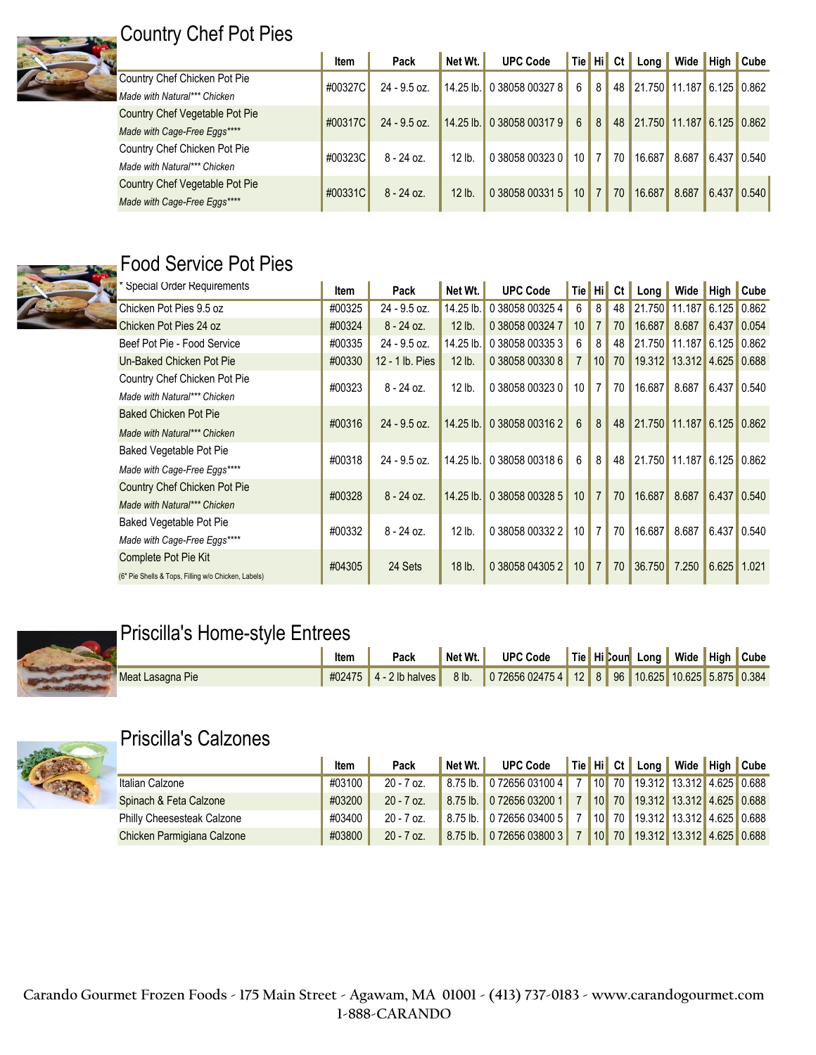## Country Chef Pot Pies

| | Item | Pack | Net Wt. | UPC Code | Tie | Hi | Ct | Long | Wide | High | Cube |
|---|---|---|---|---|---|---|---|---|---|---|---|
| Country Chef Chicken Pot Pie *Made with Natural*** Chicken* | #00327C | 24 - 9.5 oz. | 14.25 lb. | 0 38058 00327 8 | 6 | 8 | 48 | 21.750 | 11.187 | 6.125 | 0.862 |
| Country Chef Vegetable Pot Pie *Made with Cage-Free Eggs**** * | #00317C | 24 - 9.5 oz. | 14.25 lb. | 0 38058 00317 9 | 6 | 8 | 48 | 21.750 | 11.187 | 6.125 | 0.862 |
| Country Chef Chicken Pot Pie *Made with Natural*** Chicken* | #00323C | 8 - 24 oz. | 12 lb. | 0 38058 00323 0 | 10 | 7 | 70 | 16.687 | 8.687 | 6.437 | 0.540 |
| Country Chef Vegetable Pot Pie *Made with Cage-Free Eggs**** * | #00331C | 8 - 24 oz. | 12 lb. | 0 38058 00331 5 | 10 | 7 | 70 | 16.687 | 8.687 | 6.437 | 0.540 |

## Food Service Pot Pies

| * Special Order Requirements | Item | Pack | Net Wt. | UPC Code | Tie | Hi | Ct | Long | Wide | High | Cube |
|---|---|---|---|---|---|---|---|---|---|---|---|
| Chicken Pot Pies 9.5 oz | #00325 | 24 - 9.5 oz. | 14.25 lb. | 0 38058 00325 4 | 6 | 8 | 48 | 21.750 | 11.187 | 6.125 | 0.862 |
| Chicken Pot Pies 24 oz | #00324 | 8 - 24 oz. | 12 lb. | 0 38058 00324 7 | 10 | 7 | 70 | 16.687 | 8.687 | 6.437 | 0.054 |
| Beef Pot Pie - Food Service | #00335 | 24 - 9.5 oz. | 14.25 lb. | 0 38058 00335 3 | 6 | 8 | 48 | 21.750 | 11.187 | 6.125 | 0.862 |
| Un-Baked Chicken Pot Pie | #00330 | 12 - 1 lb. Pies | 12 lb. | 0 38058 00330 8 | 7 | 10 | 70 | 19.312 | 13.312 | 4.625 | 0.688 |
| Country Chef Chicken Pot Pie *Made with Natural*** Chicken* | #00323 | 8 - 24 oz. | 12 lb. | 0 38058 00323 0 | 10 | 7 | 70 | 16.687 | 8.687 | 6.437 | 0.540 |
| Baked Chicken Pot Pie *Made with Natural*** Chicken* | #00316 | 24 - 9.5 oz. | 14.25 lb. | 0 38058 00316 2 | 6 | 8 | 48 | 21.750 | 11.187 | 6.125 | 0.862 |
| Baked Vegetable Pot Pie *Made with Cage-Free Eggs**** * | #00318 | 24 - 9.5 oz. | 14.25 lb. | 0 38058 00318 6 | 6 | 8 | 48 | 21.750 | 11.187 | 6.125 | 0.862 |
| Country Chef Chicken Pot Pie *Made with Natural*** Chicken* | #00328 | 8 - 24 oz. | 14.25 lb. | 0 38058 00328 5 | 10 | 7 | 70 | 16.687 | 8.687 | 6.437 | 0.540 |
| Baked Vegetable Pot Pie *Made with Cage-Free Eggs**** * | #00332 | 8 - 24 oz. | 12 lb. | 0 38058 00332 2 | 10 | 7 | 70 | 16.687 | 8.687 | 6.437 | 0.540 |
| Complete Pot Pie Kit (6" Pie Shells & Tops, Filling w/o Chicken, Labels) | #04305 | 24 Sets | 18 lb. | 0 38058 04305 2 | 10 | 7 | 70 | 36.750 | 7.250 | 6.625 | 1.021 |

## Priscilla's Home-style Entrees

| | Item | Pack | Net Wt. | UPC Code | Tie | Hi | Count | Long | Wide | High | Cube |
|---|---|---|---|---|---|---|---|---|---|---|---|
| Meat Lasagna Pie | #02475 | 4 - 2 lb halves | 8 lb. | 0 72656 02475 4 | 12 | 8 | 96 | 10.625 | 10.625 | 5.875 | 0.384 |

## Priscilla's Calzones

| | Item | Pack | Net Wt. | UPC Code | Tie | Hi | Ct | Long | Wide | High | Cube |
|---|---|---|---|---|---|---|---|---|---|---|---|
| Italian Calzone | #03100 | 20 - 7 oz. | 8.75 lb. | 0 72656 03100 4 | 7 | 10 | 70 | 19.312 | 13.312 | 4.625 | 0.688 |
| Spinach & Feta Calzone | #03200 | 20 - 7 oz. | 8.75 lb. | 0 72656 03200 1 | 7 | 10 | 70 | 19.312 | 13.312 | 4.625 | 0.688 |
| Philly Cheesesteak Calzone | #03400 | 20 - 7 oz. | 8.75 lb. | 0 72656 03400 5 | 7 | 10 | 70 | 19.312 | 13.312 | 4.625 | 0.688 |
| Chicken Parmigiana Calzone | #03800 | 20 - 7 oz. | 8.75 lb. | 0 72656 03800 3 | 7 | 10 | 70 | 19.312 | 13.312 | 4.625 | 0.688 |

Carando Gourmet Frozen Foods - 175 Main Street - Agawam, MA 01001 - (413) 737-0183 - www.carandogourmet.com
1-888-CARANDO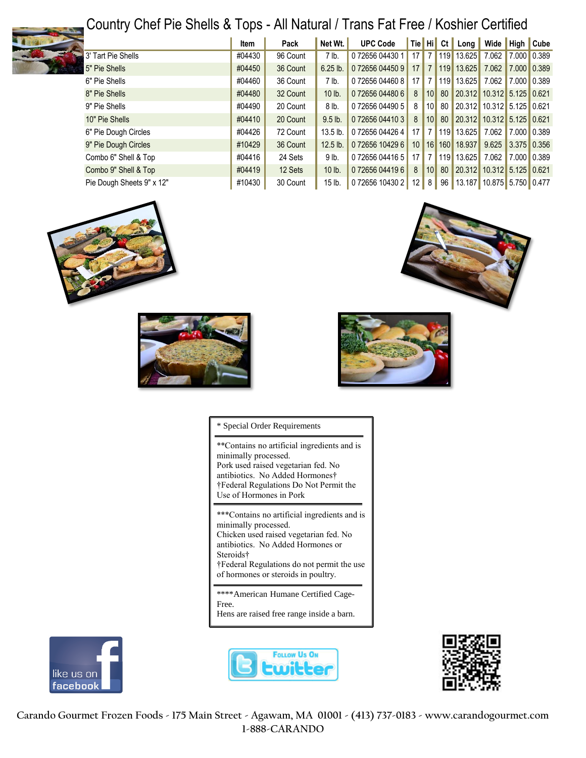# Country Chef Pie Shells & Tops - All Natural / Trans Fat Free / Koshier Certified

| | Item | Pack | Net Wt. | UPC Code | Tie | Hi | Ct | Long | Wide | High | Cube |
|---|---|---|---|---|---|---|---|---|---|---|---|
| 3' Tart Pie Shells | #04430 | 96 Count | 7 lb. | 0 72656 04430 1 | 17 | 7 | 119 | 13.625 | 7.062 | 7.000 | 0.389 |
| 5" Pie Shells | #04450 | 36 Count | 6.25 lb. | 0 72656 04450 9 | 17 | 7 | 119 | 13.625 | 7.062 | 7.000 | 0.389 |
| 6" Pie Shells | #04460 | 36 Count | 7 lb. | 0 72656 04460 8 | 17 | 7 | 119 | 13.625 | 7.062 | 7.000 | 0.389 |
| 8" Pie Shells | #04480 | 32 Count | 10 lb. | 0 72656 04480 6 | 8 | 10 | 80 | 20.312 | 10.312 | 5.125 | 0.621 |
| 9" Pie Shells | #04490 | 20 Count | 8 lb. | 0 72656 04490 5 | 8 | 10 | 80 | 20.312 | 10.312 | 5.125 | 0.621 |
| 10" Pie Shells | #04410 | 20 Count | 9.5 lb. | 0 72656 04410 3 | 8 | 10 | 80 | 20.312 | 10.312 | 5.125 | 0.621 |
| 6" Pie Dough Circles | #04426 | 72 Count | 13.5 lb. | 0 72656 04426 4 | 17 | 7 | 119 | 13.625 | 7.062 | 7.000 | 0.389 |
| 9" Pie Dough Circles | #10429 | 36 Count | 12.5 lb. | 0 72656 10429 6 | 10 | 16 | 160 | 18.937 | 9.625 | 3.375 | 0.356 |
| Combo 6" Shell & Top | #04416 | 24 Sets | 9 lb. | 0 72656 04416 5 | 17 | 7 | 119 | 13.625 | 7.062 | 7.000 | 0.389 |
| Combo 9" Shell & Top | #04419 | 12 Sets | 10 lb. | 0 72656 04419 6 | 8 | 10 | 80 | 20.312 | 10.312 | 5.125 | 0.621 |
| Pie Dough Sheets 9" x 12" | #10430 | 30 Count | 15 lb. | 0 72656 10430 2 | 12 | 8 | 96 | 13.187 | 10.875 | 5.750 | 0.477 |

* Special Order Requirements

**Contains no artificial ingredients and is minimally processed.
Pork used raised vegetarian fed. No antibiotics. No Added Hormones†
†Federal Regulations Do Not Permit the Use of Hormones in Pork

***Contains no artificial ingredients and is minimally processed.
Chicken used raised vegetarian fed. No antibiotics. No Added Hormones or Steroids†
†Federal Regulations do not permit the use of hormones or steroids in poultry.

****American Humane Certified Cage-Free.
Hens are raised free range inside a barn.

like us on facebook

Follow Us On twitter

Carando Gourmet Frozen Foods - 175 Main Street - Agawam, MA 01001 - (413) 737-0183 - www.carandogourmet.com
1-888-CARANDO